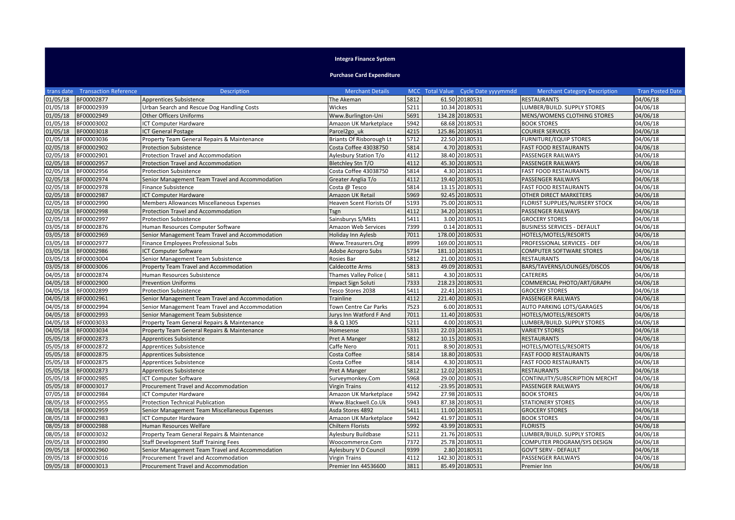# Integra Finance System

## Purchase Card Expenditure

| trans date | Transaction Reference | Description | Merchant Details | MCC | Total Value | Cycle Date yyyymmdd | Merchant Category Description | Tran Posted Date |
|---|---|---|---|---|---|---|---|---|
| 01/05/18 | BF00002877 | Apprentices Subsistence | The Akeman | 5812 | 61.50 | 20180531 | RESTAURANTS | 04/06/18 |
| 01/05/18 | BF00002939 | Urban Search and Rescue Dog Handling Costs | Wickes | 5211 | 10.34 | 20180531 | LUMBER/BUILD. SUPPLY STORES | 04/06/18 |
| 01/05/18 | BF00002949 | Other Officers Uniforms | Www.Burlington-Uni | 5691 | 134.28 | 20180531 | MENS/WOMENS CLOTHING STORES | 04/06/18 |
| 01/05/18 | BF00003002 | ICT Computer Hardware | Amazon UK Marketplace | 5942 | 68.68 | 20180531 | BOOK STORES | 04/06/18 |
| 01/05/18 | BF00003018 | ICT General Postage | Parcel2go_uk | 4215 | 125.86 | 20180531 | COURIER SERVICES | 04/06/18 |
| 01/05/18 | BF00003036 | Property Team General Repairs & Maintenance | Briants Of Risborough Lt | 5712 | 22.50 | 20180531 | FURNITURE/EQUIP STORES | 04/06/18 |
| 02/05/18 | BF00002902 | Protection Subsistence | Costa Coffee 43038750 | 5814 | 4.70 | 20180531 | FAST FOOD RESTAURANTS | 04/06/18 |
| 02/05/18 | BF00002901 | Protection Travel and Accommodation | Aylesbury Station T/o | 4112 | 38.40 | 20180531 | PASSENGER RAILWAYS | 04/06/18 |
| 02/05/18 | BF00002957 | Protection Travel and Accommodation | Bletchley Stn T/O | 4112 | 45.30 | 20180531 | PASSENGER RAILWAYS | 04/06/18 |
| 02/05/18 | BF00002956 | Protection Subsistence | Costa Coffee 43038750 | 5814 | 4.30 | 20180531 | FAST FOOD RESTAURANTS | 04/06/18 |
| 02/05/18 | BF00002974 | Senior Management Team Travel and Accommodation | Greater Anglia T/o | 4112 | 19.40 | 20180531 | PASSENGER RAILWAYS | 04/06/18 |
| 02/05/18 | BF00002978 | Finance Subsistence | Costa @ Tesco | 5814 | 13.15 | 20180531 | FAST FOOD RESTAURANTS | 04/06/18 |
| 02/05/18 | BF00002987 | ICT Computer Hardware | Amazon UK Retail | 5969 | 92.45 | 20180531 | OTHER DIRECT MARKETERS | 04/06/18 |
| 02/05/18 | BF00002990 | Members Allowances Miscellaneous Expenses | Heaven Scent Florists Of | 5193 | 75.00 | 20180531 | FLORIST SUPPLIES/NURSERY STOCK | 04/06/18 |
| 02/05/18 | BF00002998 | Protection Travel and Accommodation | Tsgn | 4112 | 34.20 | 20180531 | PASSENGER RAILWAYS | 04/06/18 |
| 02/05/18 | BF00002997 | Protection Subsistence | Sainsburys S/Mkts | 5411 | 3.00 | 20180531 | GROCERY STORES | 04/06/18 |
| 03/05/18 | BF00002876 | Human Resources Computer Software | Amazon Web Services | 7399 | 0.14 | 20180531 | BUSINESS SERVICES - DEFAULT | 04/06/18 |
| 03/05/18 | BF00002969 | Senior Management Team Travel and Accommodation | Holiday Inn Aylesb | 7011 | 178.00 | 20180531 | HOTELS/MOTELS/RESORTS | 04/06/18 |
| 03/05/18 | BF00002977 | Finance Employees Professional Subs | Www.Treasurers.Org | 8999 | 169.00 | 20180531 | PROFESSIONAL SERVICES - DEF | 04/06/18 |
| 03/05/18 | BF00002986 | ICT Computer Software | Adobe Acropro Subs | 5734 | 181.10 | 20180531 | COMPUTER SOFTWARE STORES | 04/06/18 |
| 03/05/18 | BF00003004 | Senior Management Team Subsistence | Rosies Bar | 5812 | 21.00 | 20180531 | RESTAURANTS | 04/06/18 |
| 03/05/18 | BF00003006 | Property Team Travel and Accommodation | Caldecotte Arms | 5813 | 49.09 | 20180531 | BARS/TAVERNS/LOUNGES/DISCOS | 04/06/18 |
| 04/05/18 | BF00002874 | Human Resources Subsistence | Thames Valley Police ( | 5811 | 4.30 | 20180531 | CATERERS | 04/06/18 |
| 04/05/18 | BF00002900 | Prevention Uniforms | Impact Sign Soluti | 7333 | 218.23 | 20180531 | COMMERCIAL PHOTO/ART/GRAPH | 04/06/18 |
| 04/05/18 | BF00002899 | Protection Subsistence | Tesco Stores 2038 | 5411 | 22.41 | 20180531 | GROCERY STORES | 04/06/18 |
| 04/05/18 | BF00002961 | Senior Management Team Travel and Accommodation | Trainline | 4112 | 221.40 | 20180531 | PASSENGER RAILWAYS | 04/06/18 |
| 04/05/18 | BF00002994 | Senior Management Team Travel and Accommodation | Town Centre Car Parks | 7523 | 6.00 | 20180531 | AUTO PARKING LOTS/GARAGES | 04/06/18 |
| 04/05/18 | BF00002993 | Senior Management Team Subsistence | Jurys Inn Watford F And | 7011 | 11.40 | 20180531 | HOTELS/MOTELS/RESORTS | 04/06/18 |
| 04/05/18 | BF00003033 | Property Team General Repairs & Maintenance | B & Q 1305 | 5211 | 4.00 | 20180531 | LUMBER/BUILD. SUPPLY STORES | 04/06/18 |
| 04/05/18 | BF00003034 | Property Team General Repairs & Maintenance | Homesense | 5331 | 22.03 | 20180531 | VARIETY STORES | 04/06/18 |
| 05/05/18 | BF00002873 | Apprentices Subsistence | Pret A Manger | 5812 | 10.15 | 20180531 | RESTAURANTS | 04/06/18 |
| 05/05/18 | BF00002872 | Apprentices Subsistence | Caffe Nero | 7011 | 8.90 | 20180531 | HOTELS/MOTELS/RESORTS | 04/06/18 |
| 05/05/18 | BF00002875 | Apprentices Subsistence | Costa Coffee | 5814 | 18.80 | 20180531 | FAST FOOD RESTAURANTS | 04/06/18 |
| 05/05/18 | BF00002875 | Apprentices Subsistence | Costa Coffee | 5814 | 4.30 | 20180531 | FAST FOOD RESTAURANTS | 04/06/18 |
| 05/05/18 | BF00002873 | Apprentices Subsistence | Pret A Manger | 5812 | 12.02 | 20180531 | RESTAURANTS | 04/06/18 |
| 05/05/18 | BF00002985 | ICT Computer Software | Surveymonkey.Com | 5968 | 29.00 | 20180531 | CONTINUITY/SUBSCRIPTION MERCHT | 04/06/18 |
| 05/05/18 | BF00003017 | Procurement Travel and Accommodation | Virgin Trains | 4112 | -23.95 | 20180531 | PASSENGER RAILWAYS | 04/06/18 |
| 07/05/18 | BF00002984 | ICT Computer Hardware | Amazon UK Marketplace | 5942 | 27.98 | 20180531 | BOOK STORES | 04/06/18 |
| 08/05/18 | BF00002955 | Protection Technical Publication | Www.Blackwell.Co.Uk | 5943 | 87.38 | 20180531 | STATIONERY STORES | 04/06/18 |
| 08/05/18 | BF00002959 | Senior Management Team Miscellaneous Expenses | Asda Stores 4892 | 5411 | 11.00 | 20180531 | GROCERY STORES | 04/06/18 |
| 08/05/18 | BF00002983 | ICT Computer Hardware | Amazon UK Marketplace | 5942 | 41.97 | 20180531 | BOOK STORES | 04/06/18 |
| 08/05/18 | BF00002988 | Human Resources Welfare | Chiltern Florists | 5992 | 43.99 | 20180531 | FLORISTS | 04/06/18 |
| 08/05/18 | BF00003032 | Property Team General Repairs & Maintenance | Aylesbury Buildbase | 5211 | 21.76 | 20180531 | LUMBER/BUILD. SUPPLY STORES | 04/06/18 |
| 09/05/18 | BF00002890 | Staff Development Staff Training Fees | Woocommerce.Com | 7372 | 25.78 | 20180531 | COMPUTER PROGRAM/SYS DESIGN | 04/06/18 |
| 09/05/18 | BF00002960 | Senior Management Team Travel and Accommodation | Aylesbury V D Council | 9399 | 2.80 | 20180531 | GOV'T SERV - DEFAULT | 04/06/18 |
| 09/05/18 | BF00003016 | Procurement Travel and Accommodation | Virgin Trains | 4112 | 142.30 | 20180531 | PASSENGER RAILWAYS | 04/06/18 |
| 09/05/18 | BF00003013 | Procurement Travel and Accommodation | Premier Inn 44536600 | 3811 | 85.49 | 20180531 | Premier Inn | 04/06/18 |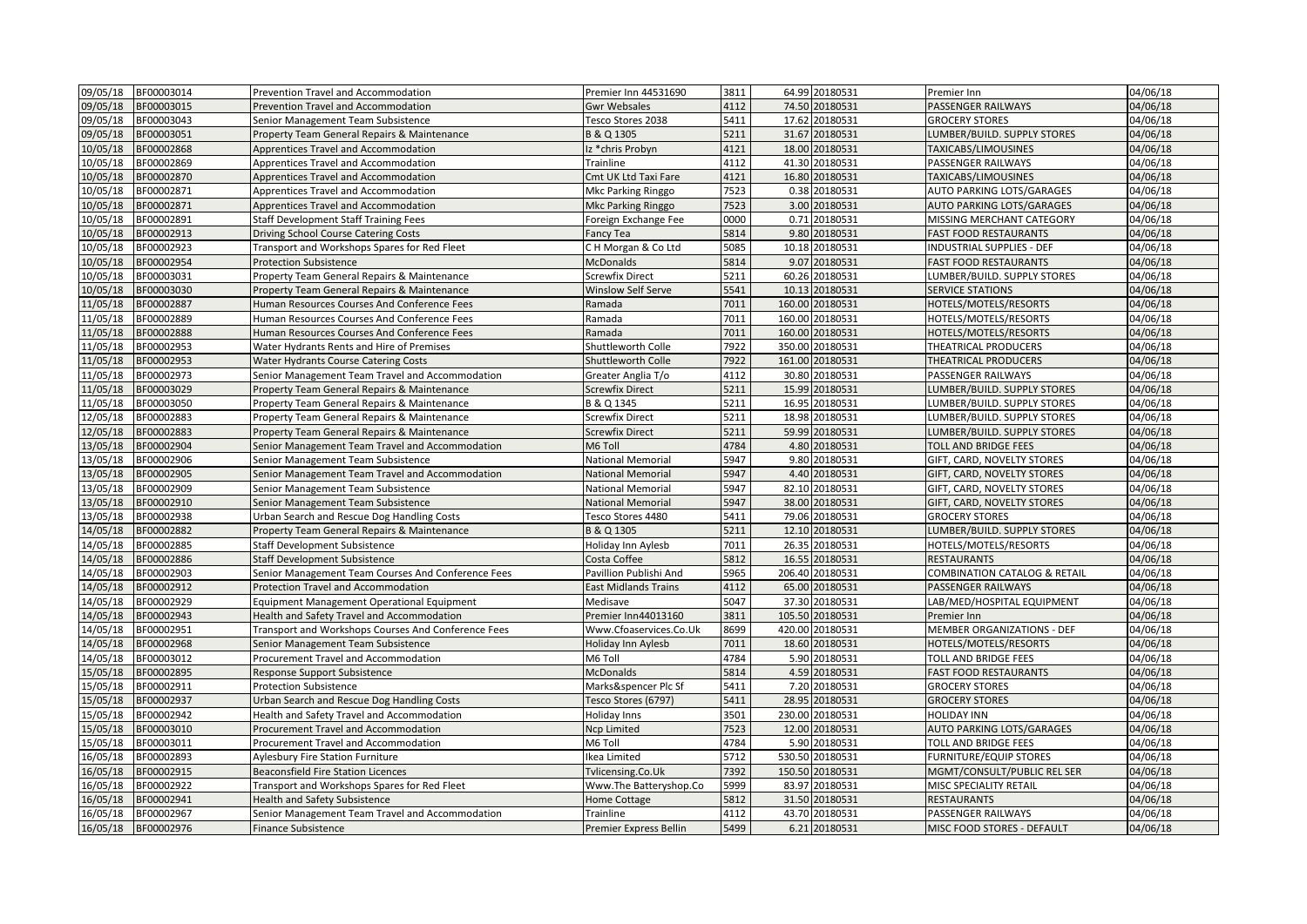| | | | | | | | | |
|---|---|---|---|---|---|---|---|---|
| 09/05/18 | BF00003014 | Prevention Travel and Accommodation | Premier Inn 44531690 | 3811 | 64.99 | 20180531 | Premier Inn | 04/06/18 |
| 09/05/18 | BF00003015 | Prevention Travel and Accommodation | Gwr Websales | 4112 | 74.50 | 20180531 | PASSENGER RAILWAYS | 04/06/18 |
| 09/05/18 | BF00003043 | Senior Management Team Subsistence | Tesco Stores 2038 | 5411 | 17.62 | 20180531 | GROCERY STORES | 04/06/18 |
| 09/05/18 | BF00003051 | Property Team General Repairs & Maintenance | B & Q 1305 | 5211 | 31.67 | 20180531 | LUMBER/BUILD. SUPPLY STORES | 04/06/18 |
| 10/05/18 | BF00002868 | Apprentices Travel and Accommodation | Iz *chris Probyn | 4121 | 18.00 | 20180531 | TAXICABS/LIMOUSINES | 04/06/18 |
| 10/05/18 | BF00002869 | Apprentices Travel and Accommodation | Trainline | 4112 | 41.30 | 20180531 | PASSENGER RAILWAYS | 04/06/18 |
| 10/05/18 | BF00002870 | Apprentices Travel and Accommodation | Cmt UK Ltd Taxi Fare | 4121 | 16.80 | 20180531 | TAXICABS/LIMOUSINES | 04/06/18 |
| 10/05/18 | BF00002871 | Apprentices Travel and Accommodation | Mkc Parking Ringgo | 7523 | 0.38 | 20180531 | AUTO PARKING LOTS/GARAGES | 04/06/18 |
| 10/05/18 | BF00002871 | Apprentices Travel and Accommodation | Mkc Parking Ringgo | 7523 | 3.00 | 20180531 | AUTO PARKING LOTS/GARAGES | 04/06/18 |
| 10/05/18 | BF00002891 | Staff Development Staff Training Fees | Foreign Exchange Fee | 0000 | 0.71 | 20180531 | MISSING MERCHANT CATEGORY | 04/06/18 |
| 10/05/18 | BF00002913 | Driving School Course Catering Costs | Fancy Tea | 5814 | 9.80 | 20180531 | FAST FOOD RESTAURANTS | 04/06/18 |
| 10/05/18 | BF00002923 | Transport and Workshops Spares for Red Fleet | C H Morgan & Co Ltd | 5085 | 10.18 | 20180531 | INDUSTRIAL SUPPLIES - DEF | 04/06/18 |
| 10/05/18 | BF00002954 | Protection Subsistence | McDonalds | 5814 | 9.07 | 20180531 | FAST FOOD RESTAURANTS | 04/06/18 |
| 10/05/18 | BF00003031 | Property Team General Repairs & Maintenance | Screwfix Direct | 5211 | 60.26 | 20180531 | LUMBER/BUILD. SUPPLY STORES | 04/06/18 |
| 10/05/18 | BF00003030 | Property Team General Repairs & Maintenance | Winslow Self Serve | 5541 | 10.13 | 20180531 | SERVICE STATIONS | 04/06/18 |
| 11/05/18 | BF00002887 | Human Resources Courses And Conference Fees | Ramada | 7011 | 160.00 | 20180531 | HOTELS/MOTELS/RESORTS | 04/06/18 |
| 11/05/18 | BF00002889 | Human Resources Courses And Conference Fees | Ramada | 7011 | 160.00 | 20180531 | HOTELS/MOTELS/RESORTS | 04/06/18 |
| 11/05/18 | BF00002888 | Human Resources Courses And Conference Fees | Ramada | 7011 | 160.00 | 20180531 | HOTELS/MOTELS/RESORTS | 04/06/18 |
| 11/05/18 | BF00002953 | Water Hydrants Rents and Hire of Premises | Shuttleworth Colle | 7922 | 350.00 | 20180531 | THEATRICAL PRODUCERS | 04/06/18 |
| 11/05/18 | BF00002953 | Water Hydrants Course Catering Costs | Shuttleworth Colle | 7922 | 161.00 | 20180531 | THEATRICAL PRODUCERS | 04/06/18 |
| 11/05/18 | BF00002973 | Senior Management Team Travel and Accommodation | Greater Anglia T/o | 4112 | 30.80 | 20180531 | PASSENGER RAILWAYS | 04/06/18 |
| 11/05/18 | BF00003029 | Property Team General Repairs & Maintenance | Screwfix Direct | 5211 | 15.99 | 20180531 | LUMBER/BUILD. SUPPLY STORES | 04/06/18 |
| 11/05/18 | BF00003050 | Property Team General Repairs & Maintenance | B & Q 1345 | 5211 | 16.95 | 20180531 | LUMBER/BUILD. SUPPLY STORES | 04/06/18 |
| 12/05/18 | BF00002883 | Property Team General Repairs & Maintenance | Screwfix Direct | 5211 | 18.98 | 20180531 | LUMBER/BUILD. SUPPLY STORES | 04/06/18 |
| 12/05/18 | BF00002883 | Property Team General Repairs & Maintenance | Screwfix Direct | 5211 | 59.99 | 20180531 | LUMBER/BUILD. SUPPLY STORES | 04/06/18 |
| 13/05/18 | BF00002904 | Senior Management Team Travel and Accommodation | M6 Toll | 4784 | 4.80 | 20180531 | TOLL AND BRIDGE FEES | 04/06/18 |
| 13/05/18 | BF00002906 | Senior Management Team Subsistence | National Memorial | 5947 | 9.80 | 20180531 | GIFT, CARD, NOVELTY STORES | 04/06/18 |
| 13/05/18 | BF00002905 | Senior Management Team Travel and Accommodation | National Memorial | 5947 | 4.40 | 20180531 | GIFT, CARD, NOVELTY STORES | 04/06/18 |
| 13/05/18 | BF00002909 | Senior Management Team Subsistence | National Memorial | 5947 | 82.10 | 20180531 | GIFT, CARD, NOVELTY STORES | 04/06/18 |
| 13/05/18 | BF00002910 | Senior Management Team Subsistence | National Memorial | 5947 | 38.00 | 20180531 | GIFT, CARD, NOVELTY STORES | 04/06/18 |
| 13/05/18 | BF00002938 | Urban Search and Rescue Dog Handling Costs | Tesco Stores 4480 | 5411 | 79.06 | 20180531 | GROCERY STORES | 04/06/18 |
| 14/05/18 | BF00002882 | Property Team General Repairs & Maintenance | B & Q 1305 | 5211 | 12.10 | 20180531 | LUMBER/BUILD. SUPPLY STORES | 04/06/18 |
| 14/05/18 | BF00002885 | Staff Development Subsistence | Holiday Inn Aylesb | 7011 | 26.35 | 20180531 | HOTELS/MOTELS/RESORTS | 04/06/18 |
| 14/05/18 | BF00002886 | Staff Development Subsistence | Costa Coffee | 5812 | 16.55 | 20180531 | RESTAURANTS | 04/06/18 |
| 14/05/18 | BF00002903 | Senior Management Team Courses And Conference Fees | Pavillion Publishi And | 5965 | 206.40 | 20180531 | COMBINATION CATALOG & RETAIL | 04/06/18 |
| 14/05/18 | BF00002912 | Protection Travel and Accommodation | East Midlands Trains | 4112 | 65.00 | 20180531 | PASSENGER RAILWAYS | 04/06/18 |
| 14/05/18 | BF00002929 | Equipment Management Operational Equipment | Medisave | 5047 | 37.30 | 20180531 | LAB/MED/HOSPITAL EQUIPMENT | 04/06/18 |
| 14/05/18 | BF00002943 | Health and Safety Travel and Accommodation | Premier Inn44013160 | 3811 | 105.50 | 20180531 | Premier Inn | 04/06/18 |
| 14/05/18 | BF00002951 | Transport and Workshops Courses And Conference Fees | Www.Cfoaservices.Co.Uk | 8699 | 420.00 | 20180531 | MEMBER ORGANIZATIONS - DEF | 04/06/18 |
| 14/05/18 | BF00002968 | Senior Management Team Subsistence | Holiday Inn Aylesb | 7011 | 18.60 | 20180531 | HOTELS/MOTELS/RESORTS | 04/06/18 |
| 14/05/18 | BF00003012 | Procurement Travel and Accommodation | M6 Toll | 4784 | 5.90 | 20180531 | TOLL AND BRIDGE FEES | 04/06/18 |
| 15/05/18 | BF00002895 | Response Support Subsistence | McDonalds | 5814 | 4.59 | 20180531 | FAST FOOD RESTAURANTS | 04/06/18 |
| 15/05/18 | BF00002911 | Protection Subsistence | Marks&spencer Plc Sf | 5411 | 7.20 | 20180531 | GROCERY STORES | 04/06/18 |
| 15/05/18 | BF00002937 | Urban Search and Rescue Dog Handling Costs | Tesco Stores (6797) | 5411 | 28.95 | 20180531 | GROCERY STORES | 04/06/18 |
| 15/05/18 | BF00002942 | Health and Safety Travel and Accommodation | Holiday Inns | 3501 | 230.00 | 20180531 | HOLIDAY INN | 04/06/18 |
| 15/05/18 | BF00003010 | Procurement Travel and Accommodation | Ncp Limited | 7523 | 12.00 | 20180531 | AUTO PARKING LOTS/GARAGES | 04/06/18 |
| 15/05/18 | BF00003011 | Procurement Travel and Accommodation | M6 Toll | 4784 | 5.90 | 20180531 | TOLL AND BRIDGE FEES | 04/06/18 |
| 16/05/18 | BF00002893 | Aylesbury Fire Station Furniture | Ikea Limited | 5712 | 530.50 | 20180531 | FURNITURE/EQUIP STORES | 04/06/18 |
| 16/05/18 | BF00002915 | Beaconsfield Fire Station Licences | Tvlicensing.Co.Uk | 7392 | 150.50 | 20180531 | MGMT/CONSULT/PUBLIC REL SER | 04/06/18 |
| 16/05/18 | BF00002922 | Transport and Workshops Spares for Red Fleet | Www.The Batteryshop.Co | 5999 | 83.97 | 20180531 | MISC SPECIALITY RETAIL | 04/06/18 |
| 16/05/18 | BF00002941 | Health and Safety Subsistence | Home Cottage | 5812 | 31.50 | 20180531 | RESTAURANTS | 04/06/18 |
| 16/05/18 | BF00002967 | Senior Management Team Travel and Accommodation | Trainline | 4112 | 43.70 | 20180531 | PASSENGER RAILWAYS | 04/06/18 |
| 16/05/18 | BF00002976 | Finance Subsistence | Premier Express Bellin | 5499 | 6.21 | 20180531 | MISC FOOD STORES - DEFAULT | 04/06/18 |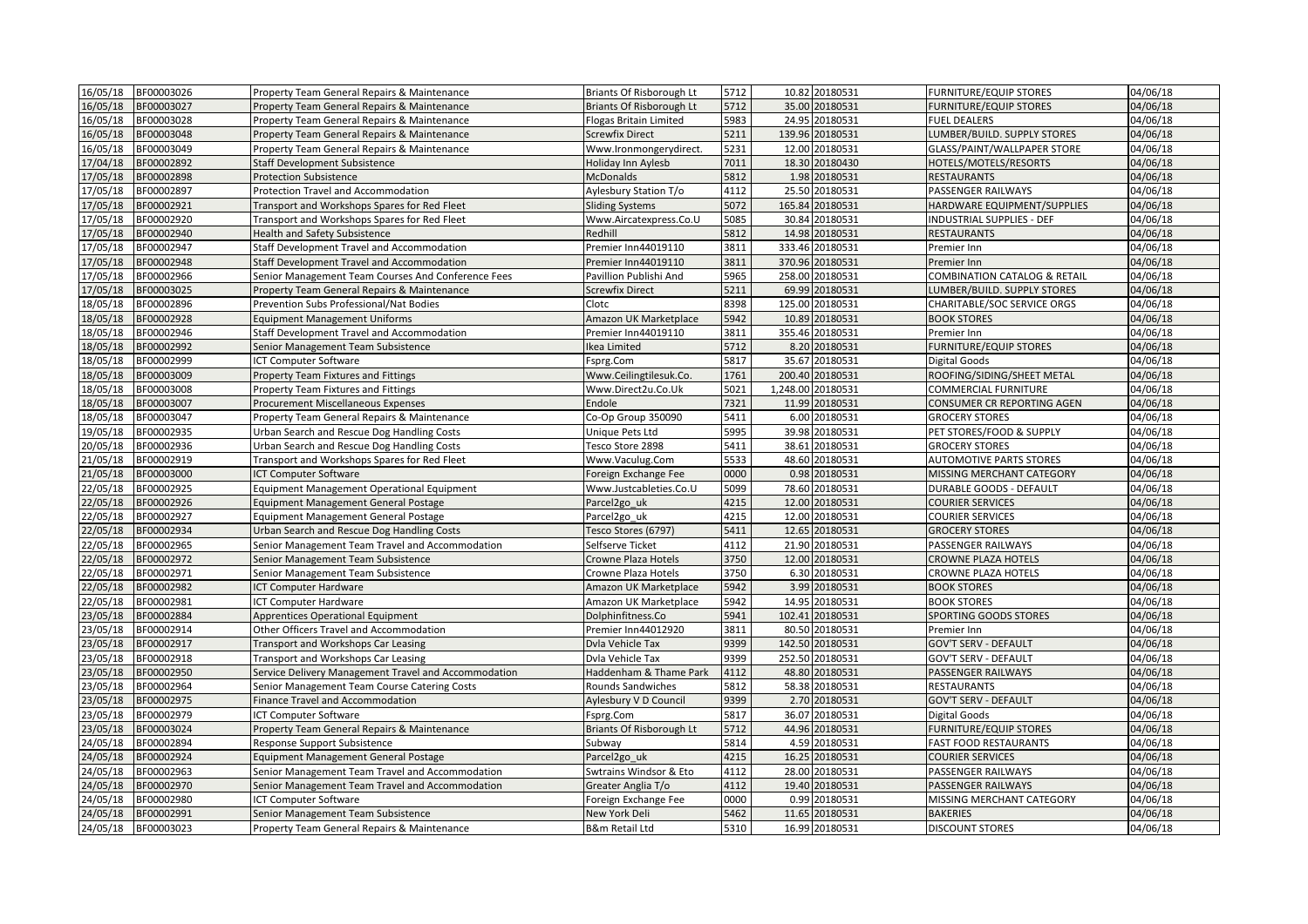| | | | | | | | | |
|---|---|---|---|---|---|---|---|---|
| 16/05/18 | BF00003026 | Property Team General Repairs & Maintenance | Briants Of Risborough Lt | 5712 | 10.82 | 20180531 | FURNITURE/EQUIP STORES | 04/06/18 |
| 16/05/18 | BF00003027 | Property Team General Repairs & Maintenance | Briants Of Risborough Lt | 5712 | 35.00 | 20180531 | FURNITURE/EQUIP STORES | 04/06/18 |
| 16/05/18 | BF00003028 | Property Team General Repairs & Maintenance | Flogas Britain Limited | 5983 | 24.95 | 20180531 | FUEL DEALERS | 04/06/18 |
| 16/05/18 | BF00003048 | Property Team General Repairs & Maintenance | Screwfix Direct | 5211 | 139.96 | 20180531 | LUMBER/BUILD. SUPPLY STORES | 04/06/18 |
| 16/05/18 | BF00003049 | Property Team General Repairs & Maintenance | Www.Ironmongerydirect. | 5231 | 12.00 | 20180531 | GLASS/PAINT/WALLPAPER STORE | 04/06/18 |
| 17/04/18 | BF00002892 | Staff Development Subsistence | Holiday Inn Aylesb | 7011 | 18.30 | 20180430 | HOTELS/MOTELS/RESORTS | 04/06/18 |
| 17/05/18 | BF00002898 | Protection Subsistence | McDonalds | 5812 | 1.98 | 20180531 | RESTAURANTS | 04/06/18 |
| 17/05/18 | BF00002897 | Protection Travel and Accommodation | Aylesbury Station T/o | 4112 | 25.50 | 20180531 | PASSENGER RAILWAYS | 04/06/18 |
| 17/05/18 | BF00002921 | Transport and Workshops Spares for Red Fleet | Sliding Systems | 5072 | 165.84 | 20180531 | HARDWARE EQUIPMENT/SUPPLIES | 04/06/18 |
| 17/05/18 | BF00002920 | Transport and Workshops Spares for Red Fleet | Www.Aircatexpress.Co.U | 5085 | 30.84 | 20180531 | INDUSTRIAL SUPPLIES - DEF | 04/06/18 |
| 17/05/18 | BF00002940 | Health and Safety Subsistence | Redhill | 5812 | 14.98 | 20180531 | RESTAURANTS | 04/06/18 |
| 17/05/18 | BF00002947 | Staff Development Travel and Accommodation | Premier Inn44019110 | 3811 | 333.46 | 20180531 | Premier Inn | 04/06/18 |
| 17/05/18 | BF00002948 | Staff Development Travel and Accommodation | Premier Inn44019110 | 3811 | 370.96 | 20180531 | Premier Inn | 04/06/18 |
| 17/05/18 | BF00002966 | Senior Management Team Courses And Conference Fees | Pavillion Publishi And | 5965 | 258.00 | 20180531 | COMBINATION CATALOG & RETAIL | 04/06/18 |
| 17/05/18 | BF00003025 | Property Team General Repairs & Maintenance | Screwfix Direct | 5211 | 69.99 | 20180531 | LUMBER/BUILD. SUPPLY STORES | 04/06/18 |
| 18/05/18 | BF00002896 | Prevention Subs Professional/Nat Bodies | Clotc | 8398 | 125.00 | 20180531 | CHARITABLE/SOC SERVICE ORGS | 04/06/18 |
| 18/05/18 | BF00002928 | Equipment Management Uniforms | Amazon UK Marketplace | 5942 | 10.89 | 20180531 | BOOK STORES | 04/06/18 |
| 18/05/18 | BF00002946 | Staff Development Travel and Accommodation | Premier Inn44019110 | 3811 | 355.46 | 20180531 | Premier Inn | 04/06/18 |
| 18/05/18 | BF00002992 | Senior Management Team Subsistence | Ikea Limited | 5712 | 8.20 | 20180531 | FURNITURE/EQUIP STORES | 04/06/18 |
| 18/05/18 | BF00002999 | ICT Computer Software | Fsprg.Com | 5817 | 35.67 | 20180531 | Digital Goods | 04/06/18 |
| 18/05/18 | BF00003009 | Property Team Fixtures and Fittings | Www.Ceilingtilesuk.Co. | 1761 | 200.40 | 20180531 | ROOFING/SIDING/SHEET METAL | 04/06/18 |
| 18/05/18 | BF00003008 | Property Team Fixtures and Fittings | Www.Direct2u.Co.Uk | 5021 | 1,248.00 | 20180531 | COMMERCIAL FURNITURE | 04/06/18 |
| 18/05/18 | BF00003007 | Procurement Miscellaneous Expenses | Endole | 7321 | 11.99 | 20180531 | CONSUMER CR REPORTING AGEN | 04/06/18 |
| 18/05/18 | BF00003047 | Property Team General Repairs & Maintenance | Co-Op Group 350090 | 5411 | 6.00 | 20180531 | GROCERY STORES | 04/06/18 |
| 19/05/18 | BF00002935 | Urban Search and Rescue Dog Handling Costs | Unique Pets Ltd | 5995 | 39.98 | 20180531 | PET STORES/FOOD & SUPPLY | 04/06/18 |
| 20/05/18 | BF00002936 | Urban Search and Rescue Dog Handling Costs | Tesco Store 2898 | 5411 | 38.61 | 20180531 | GROCERY STORES | 04/06/18 |
| 21/05/18 | BF00002919 | Transport and Workshops Spares for Red Fleet | Www.Vaculug.Com | 5533 | 48.60 | 20180531 | AUTOMOTIVE PARTS STORES | 04/06/18 |
| 21/05/18 | BF00003000 | ICT Computer Software | Foreign Exchange Fee | 0000 | 0.98 | 20180531 | MISSING MERCHANT CATEGORY | 04/06/18 |
| 22/05/18 | BF00002925 | Equipment Management Operational Equipment | Www.Justcableties.Co.U | 5099 | 78.60 | 20180531 | DURABLE GOODS - DEFAULT | 04/06/18 |
| 22/05/18 | BF00002926 | Equipment Management General Postage | Parcel2go_uk | 4215 | 12.00 | 20180531 | COURIER SERVICES | 04/06/18 |
| 22/05/18 | BF00002927 | Equipment Management General Postage | Parcel2go_uk | 4215 | 12.00 | 20180531 | COURIER SERVICES | 04/06/18 |
| 22/05/18 | BF00002934 | Urban Search and Rescue Dog Handling Costs | Tesco Stores (6797) | 5411 | 12.65 | 20180531 | GROCERY STORES | 04/06/18 |
| 22/05/18 | BF00002965 | Senior Management Team Travel and Accommodation | Selfserve Ticket | 4112 | 21.90 | 20180531 | PASSENGER RAILWAYS | 04/06/18 |
| 22/05/18 | BF00002972 | Senior Management Team Subsistence | Crowne Plaza Hotels | 3750 | 12.00 | 20180531 | CROWNE PLAZA HOTELS | 04/06/18 |
| 22/05/18 | BF00002971 | Senior Management Team Subsistence | Crowne Plaza Hotels | 3750 | 6.30 | 20180531 | CROWNE PLAZA HOTELS | 04/06/18 |
| 22/05/18 | BF00002982 | ICT Computer Hardware | Amazon UK Marketplace | 5942 | 3.99 | 20180531 | BOOK STORES | 04/06/18 |
| 22/05/18 | BF00002981 | ICT Computer Hardware | Amazon UK Marketplace | 5942 | 14.95 | 20180531 | BOOK STORES | 04/06/18 |
| 23/05/18 | BF00002884 | Apprentices Operational Equipment | Dolphinfitness.Co | 5941 | 102.41 | 20180531 | SPORTING GOODS STORES | 04/06/18 |
| 23/05/18 | BF00002914 | Other Officers Travel and Accommodation | Premier Inn44012920 | 3811 | 80.50 | 20180531 | Premier Inn | 04/06/18 |
| 23/05/18 | BF00002917 | Transport and Workshops Car Leasing | Dvla Vehicle Tax | 9399 | 142.50 | 20180531 | GOV'T SERV - DEFAULT | 04/06/18 |
| 23/05/18 | BF00002918 | Transport and Workshops Car Leasing | Dvla Vehicle Tax | 9399 | 252.50 | 20180531 | GOV'T SERV - DEFAULT | 04/06/18 |
| 23/05/18 | BF00002950 | Service Delivery Management Travel and Accommodation | Haddenham & Thame Park | 4112 | 48.80 | 20180531 | PASSENGER RAILWAYS | 04/06/18 |
| 23/05/18 | BF00002964 | Senior Management Team Course Catering Costs | Rounds Sandwiches | 5812 | 58.38 | 20180531 | RESTAURANTS | 04/06/18 |
| 23/05/18 | BF00002975 | Finance Travel and Accommodation | Aylesbury V D Council | 9399 | 2.70 | 20180531 | GOV'T SERV - DEFAULT | 04/06/18 |
| 23/05/18 | BF00002979 | ICT Computer Software | Fsprg.Com | 5817 | 36.07 | 20180531 | Digital Goods | 04/06/18 |
| 23/05/18 | BF00003024 | Property Team General Repairs & Maintenance | Briants Of Risborough Lt | 5712 | 44.96 | 20180531 | FURNITURE/EQUIP STORES | 04/06/18 |
| 24/05/18 | BF00002894 | Response Support Subsistence | Subway | 5814 | 4.59 | 20180531 | FAST FOOD RESTAURANTS | 04/06/18 |
| 24/05/18 | BF00002924 | Equipment Management General Postage | Parcel2go_uk | 4215 | 16.25 | 20180531 | COURIER SERVICES | 04/06/18 |
| 24/05/18 | BF00002963 | Senior Management Team Travel and Accommodation | Swtrains Windsor & Eto | 4112 | 28.00 | 20180531 | PASSENGER RAILWAYS | 04/06/18 |
| 24/05/18 | BF00002970 | Senior Management Team Travel and Accommodation | Greater Anglia T/o | 4112 | 19.40 | 20180531 | PASSENGER RAILWAYS | 04/06/18 |
| 24/05/18 | BF00002980 | ICT Computer Software | Foreign Exchange Fee | 0000 | 0.99 | 20180531 | MISSING MERCHANT CATEGORY | 04/06/18 |
| 24/05/18 | BF00002991 | Senior Management Team Subsistence | New York Deli | 5462 | 11.65 | 20180531 | BAKERIES | 04/06/18 |
| 24/05/18 | BF00003023 | Property Team General Repairs & Maintenance | B&m Retail Ltd | 5310 | 16.99 | 20180531 | DISCOUNT STORES | 04/06/18 |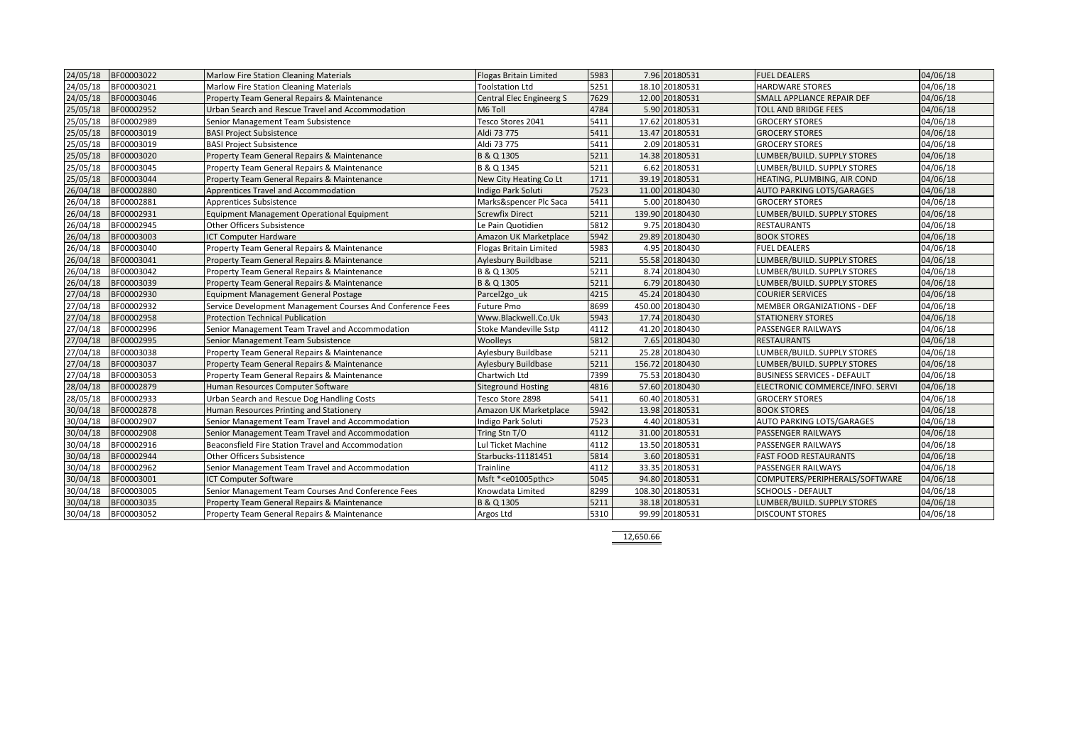| | | | | | | | | |
|---|---|---|---|---|---|---|---|---|
| 24/05/18 | BF00003022 | Marlow Fire Station Cleaning Materials | Flogas Britain Limited | 5983 | 7.96 | 20180531 | FUEL DEALERS | 04/06/18 |
| 24/05/18 | BF00003021 | Marlow Fire Station Cleaning Materials | Toolstation Ltd | 5251 | 18.10 | 20180531 | HARDWARE STORES | 04/06/18 |
| 24/05/18 | BF00003046 | Property Team General Repairs & Maintenance | Central Elec Engineerg S | 7629 | 12.00 | 20180531 | SMALL APPLIANCE REPAIR DEF | 04/06/18 |
| 25/05/18 | BF00002952 | Urban Search and Rescue Travel and Accommodation | M6 Toll | 4784 | 5.90 | 20180531 | TOLL AND BRIDGE FEES | 04/06/18 |
| 25/05/18 | BF00002989 | Senior Management Team Subsistence | Tesco Stores 2041 | 5411 | 17.62 | 20180531 | GROCERY STORES | 04/06/18 |
| 25/05/18 | BF00003019 | BASI Project Subsistence | Aldi 73 775 | 5411 | 13.47 | 20180531 | GROCERY STORES | 04/06/18 |
| 25/05/18 | BF00003019 | BASI Project Subsistence | Aldi 73 775 | 5411 | 2.09 | 20180531 | GROCERY STORES | 04/06/18 |
| 25/05/18 | BF00003020 | Property Team General Repairs & Maintenance | B & Q 1305 | 5211 | 14.38 | 20180531 | LUMBER/BUILD. SUPPLY STORES | 04/06/18 |
| 25/05/18 | BF00003045 | Property Team General Repairs & Maintenance | B & Q 1345 | 5211 | 6.62 | 20180531 | LUMBER/BUILD. SUPPLY STORES | 04/06/18 |
| 25/05/18 | BF00003044 | Property Team General Repairs & Maintenance | New City Heating Co Lt | 1711 | 39.19 | 20180531 | HEATING, PLUMBING, AIR COND | 04/06/18 |
| 26/04/18 | BF00002880 | Apprentices Travel and Accommodation | Indigo Park Soluti | 7523 | 11.00 | 20180430 | AUTO PARKING LOTS/GARAGES | 04/06/18 |
| 26/04/18 | BF00002881 | Apprentices Subsistence | Marks&spencer Plc Saca | 5411 | 5.00 | 20180430 | GROCERY STORES | 04/06/18 |
| 26/04/18 | BF00002931 | Equipment Management Operational Equipment | Screwfix Direct | 5211 | 139.90 | 20180430 | LUMBER/BUILD. SUPPLY STORES | 04/06/18 |
| 26/04/18 | BF00002945 | Other Officers Subsistence | Le Pain Quotidien | 5812 | 9.75 | 20180430 | RESTAURANTS | 04/06/18 |
| 26/04/18 | BF00003003 | ICT Computer Hardware | Amazon UK Marketplace | 5942 | 29.89 | 20180430 | BOOK STORES | 04/06/18 |
| 26/04/18 | BF00003040 | Property Team General Repairs & Maintenance | Flogas Britain Limited | 5983 | 4.95 | 20180430 | FUEL DEALERS | 04/06/18 |
| 26/04/18 | BF00003041 | Property Team General Repairs & Maintenance | Aylesbury Buildbase | 5211 | 55.58 | 20180430 | LUMBER/BUILD. SUPPLY STORES | 04/06/18 |
| 26/04/18 | BF00003042 | Property Team General Repairs & Maintenance | B & Q 1305 | 5211 | 8.74 | 20180430 | LUMBER/BUILD. SUPPLY STORES | 04/06/18 |
| 26/04/18 | BF00003039 | Property Team General Repairs & Maintenance | B & Q 1305 | 5211 | 6.79 | 20180430 | LUMBER/BUILD. SUPPLY STORES | 04/06/18 |
| 27/04/18 | BF00002930 | Equipment Management General Postage | Parcel2go_uk | 4215 | 45.24 | 20180430 | COURIER SERVICES | 04/06/18 |
| 27/04/18 | BF00002932 | Service Development Management Courses And Conference Fees | Future Pmo | 8699 | 450.00 | 20180430 | MEMBER ORGANIZATIONS - DEF | 04/06/18 |
| 27/04/18 | BF00002958 | Protection Technical Publication | Www.Blackwell.Co.Uk | 5943 | 17.74 | 20180430 | STATIONERY STORES | 04/06/18 |
| 27/04/18 | BF00002996 | Senior Management Team Travel and Accommodation | Stoke Mandeville Sstp | 4112 | 41.20 | 20180430 | PASSENGER RAILWAYS | 04/06/18 |
| 27/04/18 | BF00002995 | Senior Management Team Subsistence | Woolleys | 5812 | 7.65 | 20180430 | RESTAURANTS | 04/06/18 |
| 27/04/18 | BF00003038 | Property Team General Repairs & Maintenance | Aylesbury Buildbase | 5211 | 25.28 | 20180430 | LUMBER/BUILD. SUPPLY STORES | 04/06/18 |
| 27/04/18 | BF00003037 | Property Team General Repairs & Maintenance | Aylesbury Buildbase | 5211 | 156.72 | 20180430 | LUMBER/BUILD. SUPPLY STORES | 04/06/18 |
| 27/04/18 | BF00003053 | Property Team General Repairs & Maintenance | Chartwich Ltd | 7399 | 75.53 | 20180430 | BUSINESS SERVICES - DEFAULT | 04/06/18 |
| 28/04/18 | BF00002879 | Human Resources Computer Software | Siteground Hosting | 4816 | 57.60 | 20180430 | ELECTRONIC COMMERCE/INFO. SERVI | 04/06/18 |
| 28/05/18 | BF00002933 | Urban Search and Rescue Dog Handling Costs | Tesco Store 2898 | 5411 | 60.40 | 20180531 | GROCERY STORES | 04/06/18 |
| 30/04/18 | BF00002878 | Human Resources Printing and Stationery | Amazon UK Marketplace | 5942 | 13.98 | 20180531 | BOOK STORES | 04/06/18 |
| 30/04/18 | BF00002907 | Senior Management Team Travel and Accommodation | Indigo Park Soluti | 7523 | 4.40 | 20180531 | AUTO PARKING LOTS/GARAGES | 04/06/18 |
| 30/04/18 | BF00002908 | Senior Management Team Travel and Accommodation | Tring Stn T/O | 4112 | 31.00 | 20180531 | PASSENGER RAILWAYS | 04/06/18 |
| 30/04/18 | BF00002916 | Beaconsfield Fire Station Travel and Accommodation | Lul Ticket Machine | 4112 | 13.50 | 20180531 | PASSENGER RAILWAYS | 04/06/18 |
| 30/04/18 | BF00002944 | Other Officers Subsistence | Starbucks-11181451 | 5814 | 3.60 | 20180531 | FAST FOOD RESTAURANTS | 04/06/18 |
| 30/04/18 | BF00002962 | Senior Management Team Travel and Accommodation | Trainline | 4112 | 33.35 | 20180531 | PASSENGER RAILWAYS | 04/06/18 |
| 30/04/18 | BF00003001 | ICT Computer Software | Msft *<e01005pthc> | 5045 | 94.80 | 20180531 | COMPUTERS/PERIPHERALS/SOFTWARE | 04/06/18 |
| 30/04/18 | BF00003005 | Senior Management Team Courses And Conference Fees | Knowdata Limited | 8299 | 108.30 | 20180531 | SCHOOLS - DEFAULT | 04/06/18 |
| 30/04/18 | BF00003035 | Property Team General Repairs & Maintenance | B & Q 1305 | 5211 | 38.18 | 20180531 | LUMBER/BUILD. SUPPLY STORES | 04/06/18 |
| 30/04/18 | BF00003052 | Property Team General Repairs & Maintenance | Argos Ltd | 5310 | 99.99 | 20180531 | DISCOUNT STORES | 04/06/18 |
| | | | | | 12,650.66 | | | |